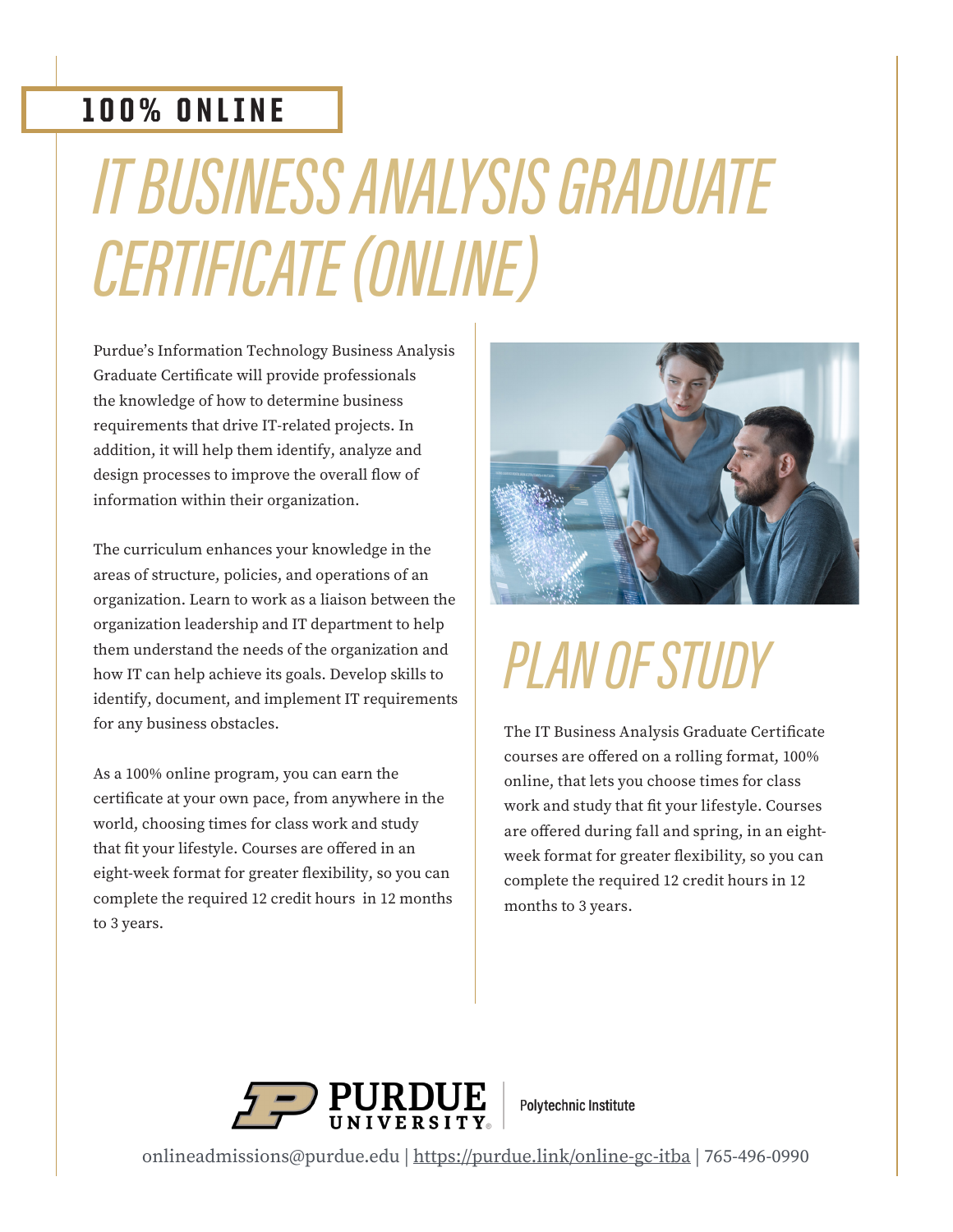100% ONLINE

# IT BUSINESS ANALYSIS GRADUATE CERTIFICATE (ONLINE)

Purdue's Information Technology Business Analysis Graduate Certificate will provide professionals the knowledge of how to determine business requirements that drive IT-related projects. In addition, it will help them identify, analyze and design processes to improve the overall flow of information within their organization.

The curriculum enhances your knowledge in the areas of structure, policies, and operations of an organization. Learn to work as a liaison between the organization leadership and IT department to help them understand the needs of the organization and how IT can help achieve its goals. Develop skills to identify, document, and implement IT requirements for any business obstacles.

As a 100% online program, you can earn the certificate at your own pace, from anywhere in the world, choosing times for class work and study that fit your lifestyle. Courses are offered in an eight-week format for greater flexibility, so you can complete the required 12 credit hours in 12 months to 3 years.

## PLAN OF STUDY

The IT Business Analysis Graduate Certificate courses are offered on a rolling format, 100% online, that lets you choose times for class work and study that fit your lifestyle. Courses are offered during fall and spring, in an eight-week format for greater flexibility, so you can complete the required 12 credit hours in 12 months to 3 years.

PURDUE UNIVERSITY | Polytechnic Institute

onlineadmissions@purdue.edu | https://purdue.link/online-gc-itba | 765-496-0990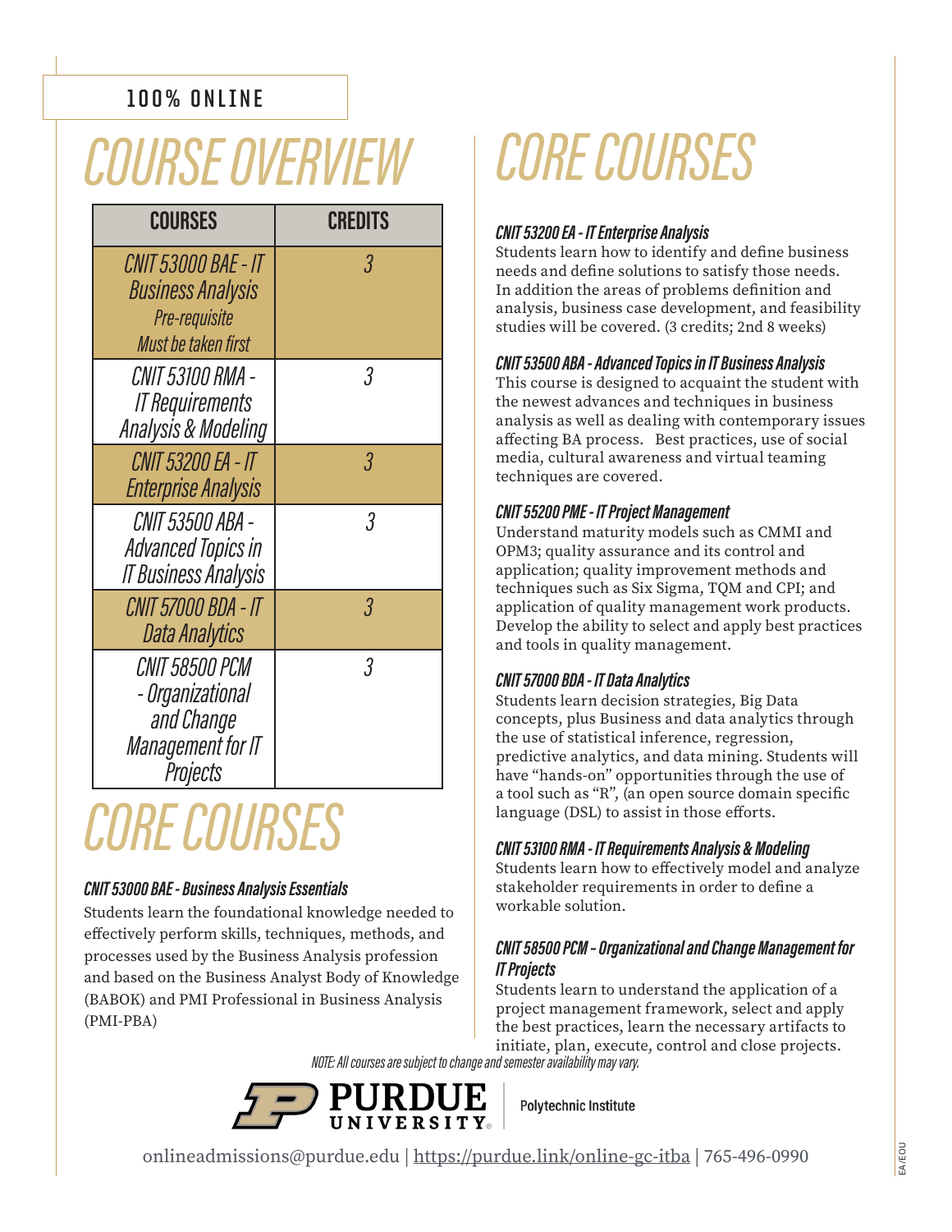100% ONLINE

# COURSE OVERVIEW

| COURSES | CREDITS |
|---|---|
| *CNIT 53000 BAE - IT Business Analysis Pre-requisite Must be taken first* | *3* |
| *CNIT 53100 RMA - IT Requirements Analysis & Modeling* | *3* |
| *CNIT 53200 EA - IT Enterprise Analysis* | *3* |
| *CNIT 53500 ABA - Advanced Topics in IT Business Analysis* | *3* |
| *CNIT 57000 BDA - IT Data Analytics* | *3* |
| *CNIT 58500 PCM - Organizational and Change Management for IT Projects* | *3* |

# CORE COURSES

### *CNIT 53000 BAE - Business Analysis Essentials*

Students learn the foundational knowledge needed to effectively perform skills, techniques, methods, and processes used by the Business Analysis profession and based on the Business Analyst Body of Knowledge (BABOK) and PMI Professional in Business Analysis (PMI-PBA)

### *CNIT 53200 EA - IT Enterprise Analysis*

Students learn how to identify and define business needs and define solutions to satisfy those needs. In addition the areas of problems definition and analysis, business case development, and feasibility studies will be covered. (3 credits; 2nd 8 weeks)

### *CNIT 53500 ABA - Advanced Topics in IT Business Analysis*

This course is designed to acquaint the student with the newest advances and techniques in business analysis as well as dealing with contemporary issues affecting BA process. Best practices, use of social media, cultural awareness and virtual teaming techniques are covered.

### *CNIT 55200 PME - IT Project Management*

Understand maturity models such as CMMI and OPM3; quality assurance and its control and application; quality improvement methods and techniques such as Six Sigma, TQM and CPI; and application of quality management work products. Develop the ability to select and apply best practices and tools in quality management.

### *CNIT 57000 BDA - IT Data Analytics*

Students learn decision strategies, Big Data concepts, plus Business and data analytics through the use of statistical inference, regression, predictive analytics, and data mining. Students will have "hands-on" opportunities through the use of a tool such as "R", (an open source domain specific language (DSL) to assist in those efforts.

### *CNIT 53100 RMA - IT Requirements Analysis & Modeling*

Students learn how to effectively model and analyze stakeholder requirements in order to define a workable solution.

### *CNIT 58500 PCM - Organizational and Change Management for IT Projects*

Students learn to understand the application of a project management framework, select and apply the best practices, learn the necessary artifacts to initiate, plan, execute, control and close projects.

*NOTE: All courses are subject to change and semester availability may vary.*

PURDUE UNIVERSITY | Polytechnic Institute

onlineadmissions@purdue.edu | https://purdue.link/online-gc-itba | 765-496-0990